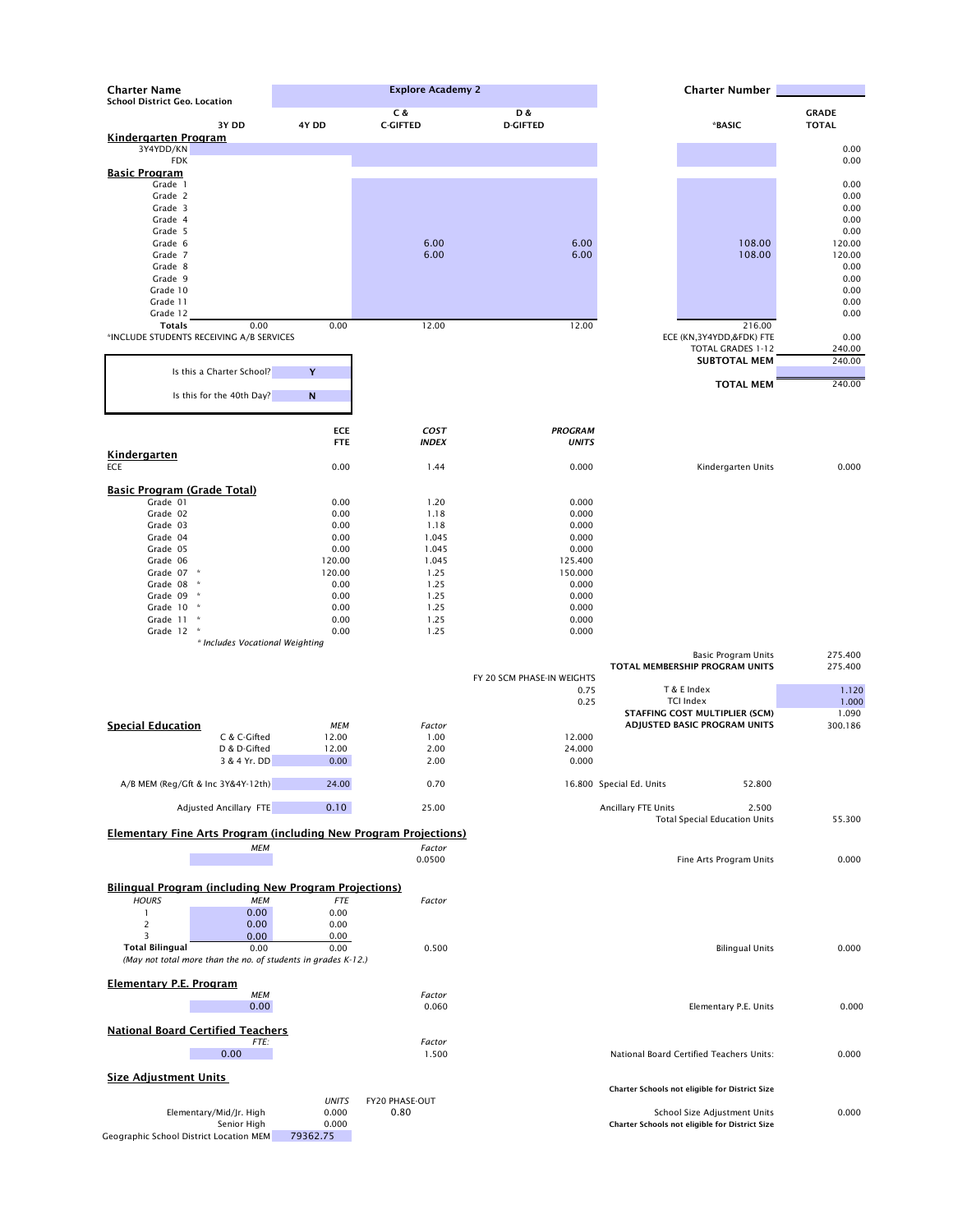**Charter Name**: Explore Academy 2

**School District Geo. Location**

**Charter Number**

| | 3Y DD | 4Y DD | C & C-GIFTED | D & D-GIFTED | *BASIC | GRADE TOTAL |
|---|---|---|---|---|---|---|
| **Kindergarten Program** | | | | | | |
| 3Y4YDD/KN | | | | | | 0.00 |
| FDK | | | | | | 0.00 |
| **Basic Program** | | | | | | |
| Grade 1 | | | | | | 0.00 |
| Grade 2 | | | | | | 0.00 |
| Grade 3 | | | | | | 0.00 |
| Grade 4 | | | | | | 0.00 |
| Grade 5 | | | | | | 0.00 |
| Grade 6 | | | 6.00 | 6.00 | 108.00 | 120.00 |
| Grade 7 | | | 6.00 | 6.00 | 108.00 | 120.00 |
| Grade 8 | | | | | | 0.00 |
| Grade 9 | | | | | | 0.00 |
| Grade 10 | | | | | | 0.00 |
| Grade 11 | | | | | | 0.00 |
| Grade 12 | | | | | | 0.00 |
| **Totals** | 0.00 | 0.00 | 12.00 | 12.00 | 216.00 | |

*INCLUDE STUDENTS RECEIVING A/B SERVICES

| | |
|---|---|
| ECE (KN,3Y4YDD,&FDK) FTE | 0.00 |
| TOTAL GRADES 1-12 | 240.00 |
| **SUBTOTAL MEM** | 240.00 |
| **TOTAL MEM** | 240.00 |

Is this a Charter School? **Y**

Is this for the 40th Day? **N**

| | ECE FTE | *COST INDEX* | *PROGRAM UNITS* |
|---|---|---|---|
| **Kindergarten** | | | |
| ECE | 0.00 | 1.44 | 0.000 |

Kindergarten Units: 0.000

| **Basic Program (Grade Total)** | ECE FTE | COST INDEX | PROGRAM UNITS |
|---|---|---|---|
| Grade 01 | 0.00 | 1.20 | 0.000 |
| Grade 02 | 0.00 | 1.18 | 0.000 |
| Grade 03 | 0.00 | 1.18 | 0.000 |
| Grade 04 | 0.00 | 1.045 | 0.000 |
| Grade 05 | 0.00 | 1.045 | 0.000 |
| Grade 06 | 120.00 | 1.045 | 125.400 |
| Grade 07 * | 120.00 | 1.25 | 150.000 |
| Grade 08 * | 0.00 | 1.25 | 0.000 |
| Grade 09 * | 0.00 | 1.25 | 0.000 |
| Grade 10 * | 0.00 | 1.25 | 0.000 |
| Grade 11 * | 0.00 | 1.25 | 0.000 |
| Grade 12 * | 0.00 | 1.25 | 0.000 |

*\* Includes Vocational Weighting*

| | |
|---|---|
| Basic Program Units | 275.400 |
| **TOTAL MEMBERSHIP PROGRAM UNITS** | 275.400 |

| FY 20 SCM PHASE-IN WEIGHTS | | |
|---|---|---|
| 0.75 | T & E Index | 1.120 |
| 0.25 | TCI Index | 1.000 |
| | **STAFFING COST MULTIPLIER (SCM)** | 1.090 |
| | **ADJUSTED BASIC PROGRAM UNITS** | 300.186 |

**Special Education**

| | *MEM* | *Factor* | |
|---|---|---|---|
| C & C-Gifted | 12.00 | 1.00 | 12.000 |
| D & D-Gifted | 12.00 | 2.00 | 24.000 |
| 3 & 4 Yr. DD | 0.00 | 2.00 | 0.000 |
| A/B MEM (Reg/Gft & Inc 3Y&4Y-12th) | 24.00 | 0.70 | 16.800 |
| Adjusted Ancillary FTE | 0.10 | 25.00 | |

Special Ed. Units: 52.800

Ancillary FTE Units: 2.500

Total Special Education Units: 55.300

**Elementary Fine Arts Program (including New Program Projections)**

| *MEM* | *Factor* |
|---|---|
| | 0.0500 |

Fine Arts Program Units: 0.000

**Bilingual Program (including New Program Projections)**

| *HOURS* | *MEM* | *FTE* | *Factor* |
|---|---|---|---|
| 1 | 0.00 | 0.00 | |
| 2 | 0.00 | 0.00 | |
| 3 | 0.00 | 0.00 | |
| **Total Bilingual** | 0.00 | 0.00 | 0.500 |

*(May not total more than the no. of students in grades K-12.)*

Bilingual Units: 0.000

**Elementary P.E. Program**

| *MEM* | *Factor* |
|---|---|
| 0.00 | 0.060 |

Elementary P.E. Units: 0.000

**National Board Certified Teachers**

| *FTE:* | *Factor* |
|---|---|
| 0.00 | 1.500 |

National Board Certified Teachers Units: 0.000

**Size Adjustment Units**

**Charter Schools not eligible for District Size**

| | *UNITS* | FY20 PHASE-OUT |
|---|---|---|
| Elementary/Mid/Jr. High | 0.000 | 0.80 |
| Senior High | 0.000 | |
| Geographic School District Location MEM | 79362.75 | |

School Size Adjustment Units: 0.000

**Charter Schools not eligible for District Size**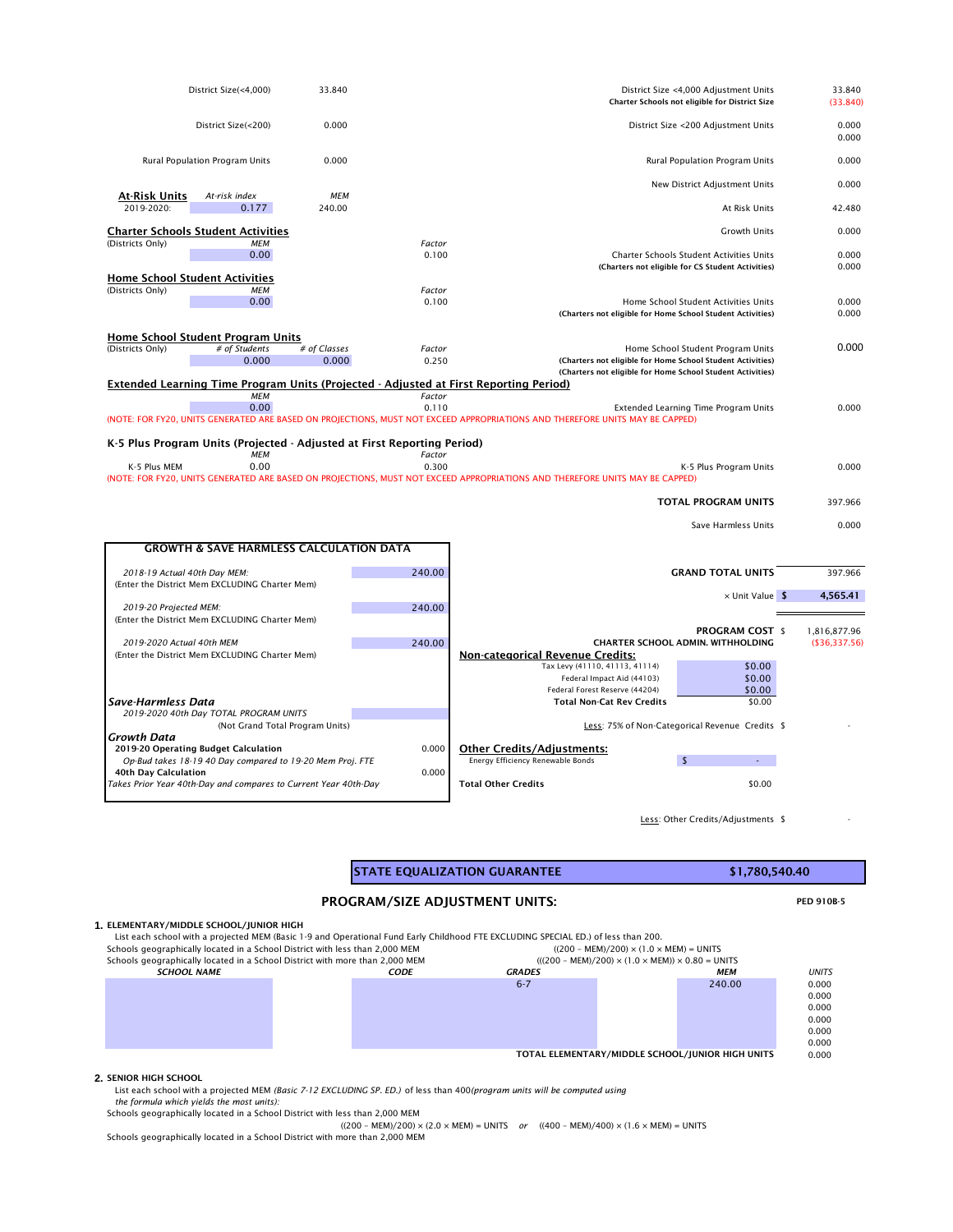| | | | |
|---|---|---|---|
| District Size(<4,000) | 33.840 | District Size <4,000 Adjustment Units | 33.840 |
| | | **Charter Schools not eligible for District Size** | (33.840) |
| District Size(<200) | 0.000 | District Size <200 Adjustment Units | 0.000 |
| | | | 0.000 |
| Rural Population Program Units | 0.000 | Rural Population Program Units | 0.000 |
| | | New District Adjustment Units | 0.000 |

**At-Risk Units**

| | *At-risk index* | *MEM* | | |
|---|---|---|---|---|
| 2019-2020: | 0.177 | 240.00 | At Risk Units | 42.480 |
| | | | Growth Units | 0.000 |

**Charter Schools Student Activities**

(Districts Only)

| *MEM* | *Factor* | | |
|---|---|---|---|
| 0.00 | 0.100 | Charter Schools Student Activities Units | 0.000 |
| | | **(Charters not eligible for CS Student Activities)** | 0.000 |

**Home School Student Activities**

(Districts Only)

| *MEM* | *Factor* | | |
|---|---|---|---|
| 0.00 | 0.100 | Home School Student Activities Units | 0.000 |
| | | **(Charters not eligible for Home School Student Activities)** | 0.000 |

**Home School Student Program Units**

(Districts Only)

| *# of Students* | *# of Classes* | *Factor* | | |
|---|---|---|---|---|
| 0.000 | 0.000 | 0.250 | Home School Student Program Units | 0.000 |
| | | | **(Charters not eligible for Home School Student Activities)** | |
| | | | **(Charters not eligible for Home School Student Activities)** | |

**Extended Learning Time Program Units (Projected - Adjusted at First Reporting Period)**

| *MEM* | *Factor* | | |
|---|---|---|---|
| 0.00 | 0.110 | Extended Learning Time Program Units | 0.000 |

(NOTE: FOR FY20, UNITS GENERATED ARE BASED ON PROJECTIONS, MUST NOT EXCEED APPROPRIATIONS AND THEREFORE UNITS MAY BE CAPPED)

**K-5 Plus Program Units (Projected - Adjusted at First Reporting Period)**

| | *MEM* | *Factor* | | |
|---|---|---|---|---|
| K-5 Plus MEM | 0.00 | 0.300 | K-5 Plus Program Units | 0.000 |

(NOTE: FOR FY20, UNITS GENERATED ARE BASED ON PROJECTIONS, MUST NOT EXCEED APPROPRIATIONS AND THEREFORE UNITS MAY BE CAPPED)

| | |
|---|---|
| **TOTAL PROGRAM UNITS** | 397.966 |
| Save Harmless Units | 0.000 |
| **GRAND TOTAL UNITS** | 397.966 |
| × Unit Value | $ 4,565.41 |
| **PROGRAM COST** | $ 1,816,877.96 |
| **CHARTER SCHOOL ADMIN. WITHHOLDING** | ($36,337.56) |

**GROWTH & SAVE HARMLESS CALCULATION DATA**

| | |
|---|---|
| *2018-19 Actual 40th Day MEM:* (Enter the District Mem EXCLUDING Charter Mem) | 240.00 |
| *2019-20 Projected MEM:* (Enter the District Mem EXCLUDING Charter Mem) | 240.00 |
| *2019-2020 Actual 40th MEM* (Enter the District Mem EXCLUDING Charter Mem) | 240.00 |

***Save-Harmless Data***

| | |
|---|---|
| *2019-2020 40th Day TOTAL PROGRAM UNITS* (Not Grand Total Program Units) | |

***Growth Data***

| | |
|---|---|
| **2019-20 Operating Budget Calculation** — *Op-Bud takes 18-19 40 Day compared to 19-20 Mem Proj. FTE* | 0.000 |
| **40th Day Calculation** — *Takes Prior Year 40th-Day and compares to Current Year 40th-Day* | 0.000 |

**Non-categorical Revenue Credits:**

| | |
|---|---|
| Tax Levy (41110, 41113, 41114) | $0.00 |
| Federal Impact Aid (44103) | $0.00 |
| Federal Forest Reserve (44204) | $0.00 |
| **Total Non-Cat Rev Credits** | $0.00 |

Less: 75% of Non-Categorical Revenue Credits $ -

**Other Credits/Adjustments:**

| | |
|---|---|
| Energy Efficiency Renewable Bonds | $ - |
| **Total Other Credits** | $0.00 |

Less: Other Credits/Adjustments $ -

| | |
|---|---|
| **STATE EQUALIZATION GUARANTEE** | **$1,780,540.40** |

## PROGRAM/SIZE ADJUSTMENT UNITS:

PED 910B-5

**1. ELEMENTARY/MIDDLE SCHOOL/JUNIOR HIGH**

List each school with a projected MEM (Basic 1-9 and Operational Fund Early Childhood FTE EXCLUDING SPECIAL ED.) of less than 200.

Schools geographically located in a School District with less than 2,000 MEM: $((200 - MEM)/200) \times (1.0 \times MEM) = UNITS$

Schools geographically located in a School District with more than 2,000 MEM: $(((200 - MEM)/200) \times (1.0 \times MEM)) \times 0.80 = UNITS$

| *SCHOOL NAME* | *CODE* | *GRADES* | *MEM* | *UNITS* |
|---|---|---|---|---|
| | | 6-7 | 240.00 | 0.000 |
| | | | | 0.000 |
| | | | | 0.000 |
| | | | | 0.000 |
| | | | | 0.000 |
| | | | | 0.000 |
| | | | **TOTAL ELEMENTARY/MIDDLE SCHOOL/JUNIOR HIGH UNITS** | 0.000 |

**2. SENIOR HIGH SCHOOL**

List each school with a projected MEM *(Basic 7-12 EXCLUDING SP. ED.)* of less than 400*(program units will be computed using the formula which yields the most units):*

Schools geographically located in a School District with less than 2,000 MEM

$((200 - MEM)/200) \times (2.0 \times MEM) = UNITS$ *or* $((400 - MEM)/400) \times (1.6 \times MEM) = UNITS$

Schools geographically located in a School District with more than 2,000 MEM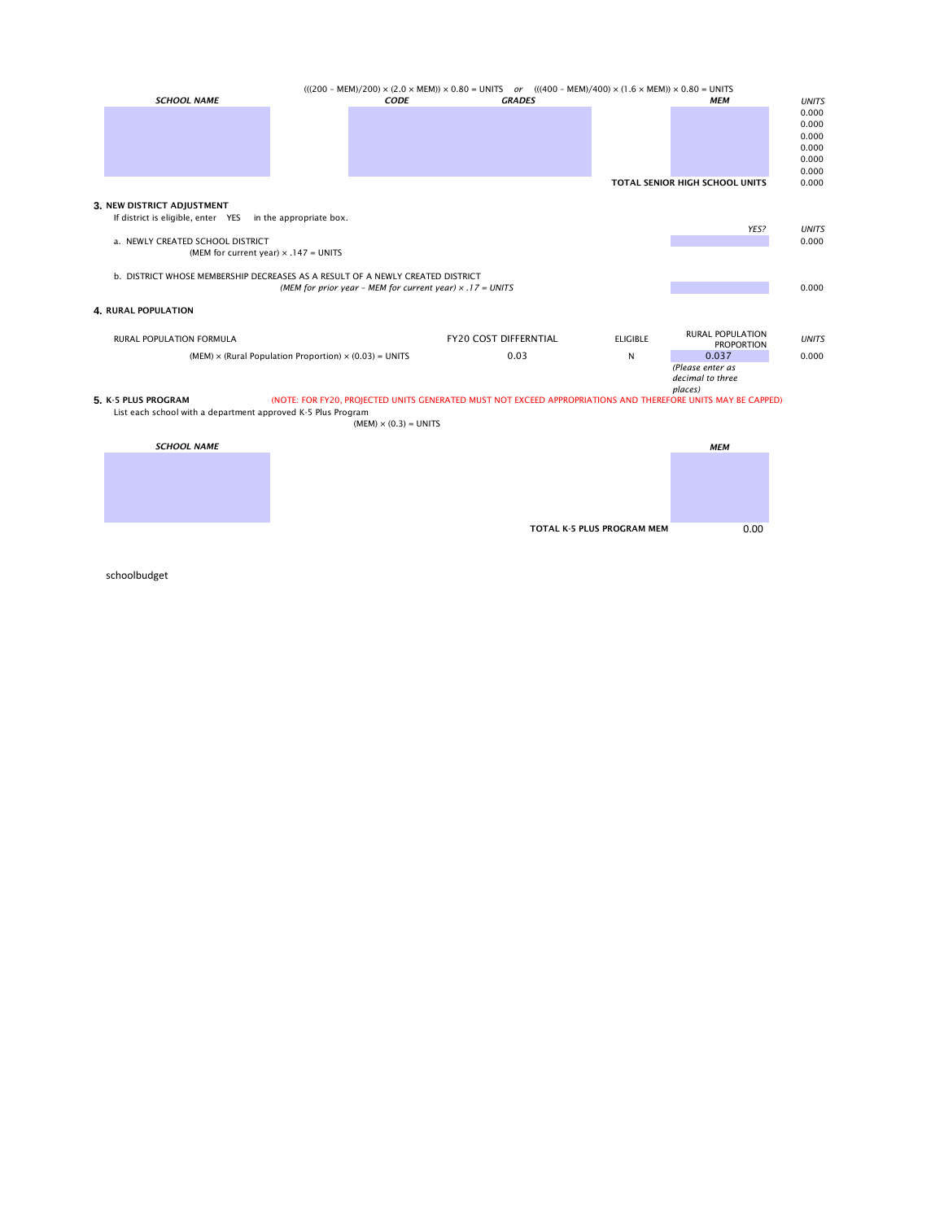$(((200 - MEM)/200) \times (2.0 \times MEM)) \times 0.80 = UNITS$ *or* $(((400 - MEM)/400) \times (1.6 \times MEM)) \times 0.80 = UNITS$

| *SCHOOL NAME* | *CODE* | *GRADES* | *MEM* | *UNITS* |
|---|---|---|---|---|
| | | | | 0.000 |
| | | | | 0.000 |
| | | | | 0.000 |
| | | | | 0.000 |
| | | | | 0.000 |
| | | | | 0.000 |
| | | | **TOTAL SENIOR HIGH SCHOOL UNITS** | 0.000 |

**3. NEW DISTRICT ADJUSTMENT**

If district is eligible, enter YES in the appropriate box.

| | *YES?* | *UNITS* |
|---|---|---|
| a. NEWLY CREATED SCHOOL DISTRICT<br>(MEM for current year) × .147 = UNITS | | 0.000 |
| b. DISTRICT WHOSE MEMBERSHIP DECREASES AS A RESULT OF A NEWLY CREATED DISTRICT<br>*(MEM for prior year - MEM for current year) × .17 = UNITS* | | 0.000 |

**4. RURAL POPULATION**

| RURAL POPULATION FORMULA | FY20 COST DIFFERNTIAL | ELIGIBLE | RURAL POPULATION PROPORTION | *UNITS* |
|---|---|---|---|---|
| (MEM) × (Rural Population Proportion) × (0.03) = UNITS | 0.03 | N | 0.037 | 0.000 |

*(Please enter as decimal to three places)*

**5. K-5 PLUS PROGRAM** (NOTE: FOR FY20, PROJECTED UNITS GENERATED MUST NOT EXCEED APPROPRIATIONS AND THEREFORE UNITS MAY BE CAPPED)

List each school with a department approved K-5 Plus Program

(MEM) × (0.3) = UNITS

| *SCHOOL NAME* | *MEM* |
|---|---|
| | |
| **TOTAL K-5 PLUS PROGRAM MEM** | 0.00 |

schoolbudget